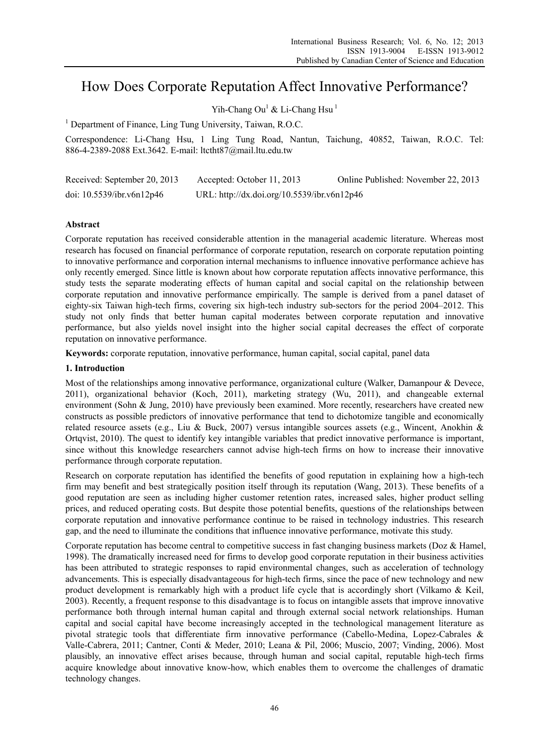# How Does Corporate Reputation Affect Innovative Performance?

Yih-Chang Ou[1] & Li-Chang Hsu[1]

[1] Department of Finance, Ling Tung University, Taiwan, R.O.C.

Correspondence: Li-Chang Hsu, 1 Ling Tung Road, Nantun, Taichung, 40852, Taiwan, R.O.C. Tel: 886-4-2389-2088 Ext.3642. E-mail: ltctht87@mail.ltu.edu.tw

Received: September 20, 2013 Accepted: October 11, 2013 Online Published: November 22, 2013

doi: 10.5539/ibr.v6n12p46 URL: http://dx.doi.org/10.5539/ibr.v6n12p46

## Abstract

Corporate reputation has received considerable attention in the managerial academic literature. Whereas most research has focused on financial performance of corporate reputation, research on corporate reputation pointing to innovative performance and corporation internal mechanisms to influence innovative performance achieve has only recently emerged. Since little is known about how corporate reputation affects innovative performance, this study tests the separate moderating effects of human capital and social capital on the relationship between corporate reputation and innovative performance empirically. The sample is derived from a panel dataset of eighty-six Taiwan high-tech firms, covering six high-tech industry sub-sectors for the period 2004–2012. This study not only finds that better human capital moderates between corporate reputation and innovative performance, but also yields novel insight into the higher social capital decreases the effect of corporate reputation on innovative performance.

**Keywords:** corporate reputation, innovative performance, human capital, social capital, panel data

## 1. Introduction

Most of the relationships among innovative performance, organizational culture (Walker, Damanpour & Devece, 2011), organizational behavior (Koch, 2011), marketing strategy (Wu, 2011), and changeable external environment (Sohn & Jung, 2010) have previously been examined. More recently, researchers have created new constructs as possible predictors of innovative performance that tend to dichotomize tangible and economically related resource assets (e.g., Liu & Buck, 2007) versus intangible sources assets (e.g., Wincent, Anokhin & Ortqvist, 2010). The quest to identify key intangible variables that predict innovative performance is important, since without this knowledge researchers cannot advise high-tech firms on how to increase their innovative performance through corporate reputation.

Research on corporate reputation has identified the benefits of good reputation in explaining how a high-tech firm may benefit and best strategically position itself through its reputation (Wang, 2013). These benefits of a good reputation are seen as including higher customer retention rates, increased sales, higher product selling prices, and reduced operating costs. But despite those potential benefits, questions of the relationships between corporate reputation and innovative performance continue to be raised in technology industries. This research gap, and the need to illuminate the conditions that influence innovative performance, motivate this study.

Corporate reputation has become central to competitive success in fast changing business markets (Doz & Hamel, 1998). The dramatically increased need for firms to develop good corporate reputation in their business activities has been attributed to strategic responses to rapid environmental changes, such as acceleration of technology advancements. This is especially disadvantageous for high-tech firms, since the pace of new technology and new product development is remarkably high with a product life cycle that is accordingly short (Vilkamo & Keil, 2003). Recently, a frequent response to this disadvantage is to focus on intangible assets that improve innovative performance both through internal human capital and through external social network relationships. Human capital and social capital have become increasingly accepted in the technological management literature as pivotal strategic tools that differentiate firm innovative performance (Cabello-Medina, Lopez-Cabrales & Valle-Cabrera, 2011; Cantner, Conti & Meder, 2010; Leana & Pil, 2006; Muscio, 2007; Vinding, 2006). Most plausibly, an innovative effect arises because, through human and social capital, reputable high-tech firms acquire knowledge about innovative know-how, which enables them to overcome the challenges of dramatic technology changes.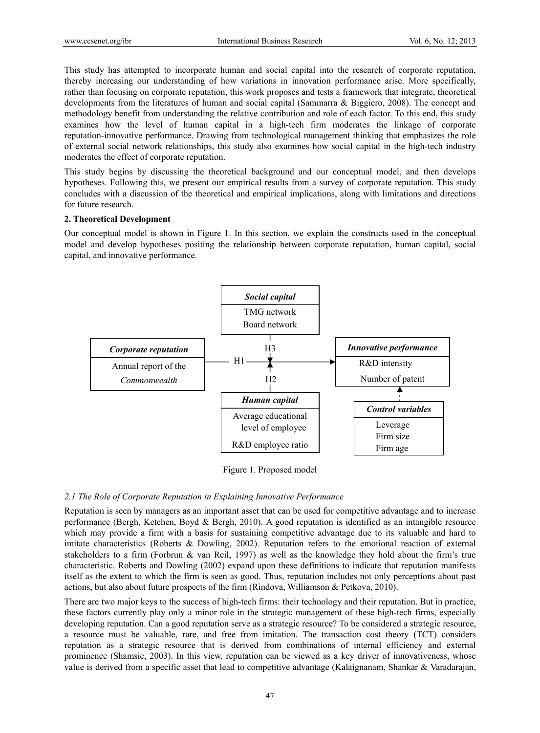This study has attempted to incorporate human and social capital into the research of corporate reputation, thereby increasing our understanding of how variations in innovation performance arise. More specifically, rather than focusing on corporate reputation, this work proposes and tests a framework that integrate, theoretical developments from the literatures of human and social capital (Sammarra & Biggiero, 2008). The concept and methodology benefit from understanding the relative contribution and role of each factor. To this end, this study examines how the level of human capital in a high-tech firm moderates the linkage of corporate reputation-innovative performance. Drawing from technological management thinking that emphasizes the role of external social network relationships, this study also examines how social capital in the high-tech industry moderates the effect of corporate reputation.

This study begins by discussing the theoretical background and our conceptual model, and then develops hypotheses. Following this, we present our empirical results from a survey of corporate reputation. This study concludes with a discussion of the theoretical and empirical implications, along with limitations and directions for future research.

## 2. Theoretical Development

Our conceptual model is shown in Figure 1. In this section, we explain the constructs used in the conceptual model and develop hypotheses positing the relationship between corporate reputation, human capital, social capital, and innovative performance.

*Social capital*: TMG network; Board network

*Corporate reputation*: Annual report of the *Commonwealth*

*Innovative performance*: R&D intensity; Number of patent

*Human capital*: Average educational level of employee; R&D employee ratio

*Control variables*: Leverage; Firm size; Firm age

H1, H2, H3

Figure 1. Proposed model

### *2.1 The Role of Corporate Reputation in Explaining Innovative Performance*

Reputation is seen by managers as an important asset that can be used for competitive advantage and to increase performance (Bergh, Ketchen, Boyd & Bergh, 2010). A good reputation is identified as an intangible resource which may provide a firm with a basis for sustaining competitive advantage due to its valuable and hard to imitate characteristics (Roberts & Dowling, 2002). Reputation refers to the emotional reaction of external stakeholders to a firm (Forbrun & van Reil, 1997) as well as the knowledge they hold about the firm's true characteristic. Roberts and Dowling (2002) expand upon these definitions to indicate that reputation manifests itself as the extent to which the firm is seen as good. Thus, reputation includes not only perceptions about past actions, but also about future prospects of the firm (Rindova, Williamson & Petkova, 2010).

There are two major keys to the success of high-tech firms: their technology and their reputation. But in practice, these factors currently play only a minor role in the strategic management of these high-tech firms, especially developing reputation. Can a good reputation serve as a strategic resource? To be considered a strategic resource, a resource must be valuable, rare, and free from imitation. The transaction cost theory (TCT) considers reputation as a strategic resource that is derived from combinations of internal efficiency and external prominence (Shamsie, 2003). In this view, reputation can be viewed as a key driver of innovativeness, whose value is derived from a specific asset that lead to competitive advantage (Kalaignanam, Shankar & Varadarajan,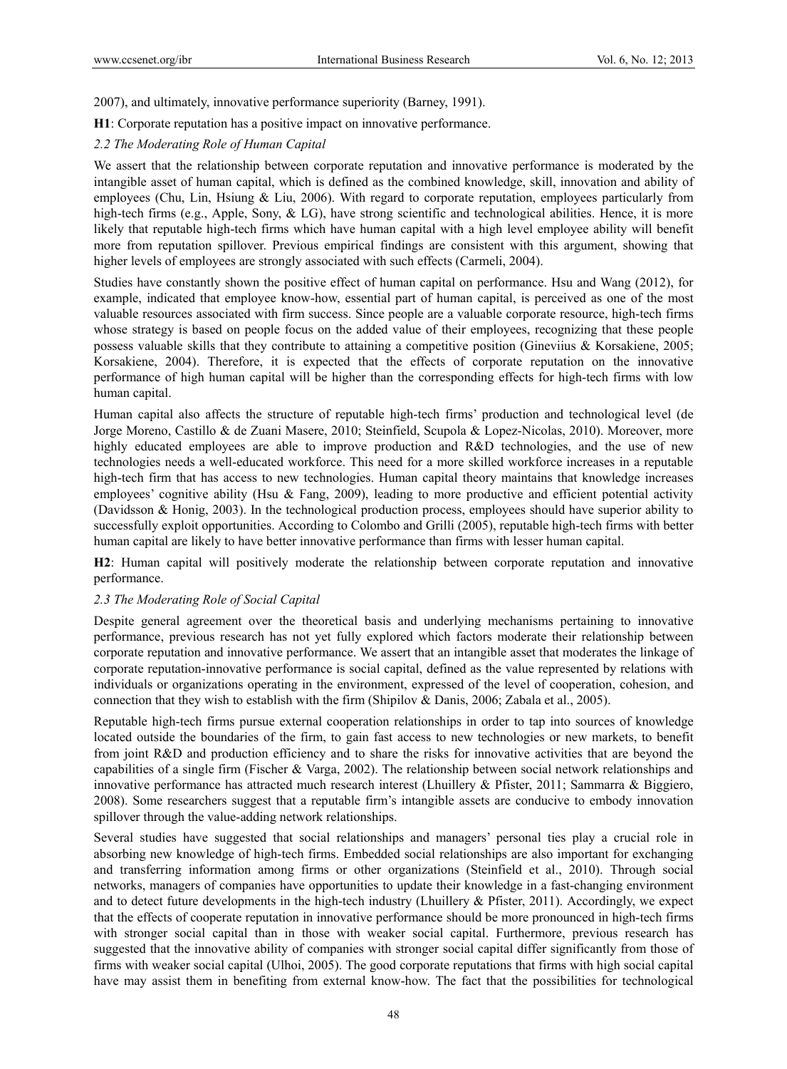2007), and ultimately, innovative performance superiority (Barney, 1991).

**H1**: Corporate reputation has a positive impact on innovative performance.

### *2.2 The Moderating Role of Human Capital*

We assert that the relationship between corporate reputation and innovative performance is moderated by the intangible asset of human capital, which is defined as the combined knowledge, skill, innovation and ability of employees (Chu, Lin, Hsiung & Liu, 2006). With regard to corporate reputation, employees particularly from high-tech firms (e.g., Apple, Sony, & LG), have strong scientific and technological abilities. Hence, it is more likely that reputable high-tech firms which have human capital with a high level employee ability will benefit more from reputation spillover. Previous empirical findings are consistent with this argument, showing that higher levels of employees are strongly associated with such effects (Carmeli, 2004).

Studies have constantly shown the positive effect of human capital on performance. Hsu and Wang (2012), for example, indicated that employee know-how, essential part of human capital, is perceived as one of the most valuable resources associated with firm success. Since people are a valuable corporate resource, high-tech firms whose strategy is based on people focus on the added value of their employees, recognizing that these people possess valuable skills that they contribute to attaining a competitive position (Gineviius & Korsakiene, 2005; Korsakiene, 2004). Therefore, it is expected that the effects of corporate reputation on the innovative performance of high human capital will be higher than the corresponding effects for high-tech firms with low human capital.

Human capital also affects the structure of reputable high-tech firms' production and technological level (de Jorge Moreno, Castillo & de Zuani Masere, 2010; Steinfield, Scupola & Lopez-Nicolas, 2010). Moreover, more highly educated employees are able to improve production and R&D technologies, and the use of new technologies needs a well-educated workforce. This need for a more skilled workforce increases in a reputable high-tech firm that has access to new technologies. Human capital theory maintains that knowledge increases employees' cognitive ability (Hsu & Fang, 2009), leading to more productive and efficient potential activity (Davidsson & Honig, 2003). In the technological production process, employees should have superior ability to successfully exploit opportunities. According to Colombo and Grilli (2005), reputable high-tech firms with better human capital are likely to have better innovative performance than firms with lesser human capital.

**H2**: Human capital will positively moderate the relationship between corporate reputation and innovative performance.

### *2.3 The Moderating Role of Social Capital*

Despite general agreement over the theoretical basis and underlying mechanisms pertaining to innovative performance, previous research has not yet fully explored which factors moderate their relationship between corporate reputation and innovative performance. We assert that an intangible asset that moderates the linkage of corporate reputation-innovative performance is social capital, defined as the value represented by relations with individuals or organizations operating in the environment, expressed of the level of cooperation, cohesion, and connection that they wish to establish with the firm (Shipilov & Danis, 2006; Zabala et al., 2005).

Reputable high-tech firms pursue external cooperation relationships in order to tap into sources of knowledge located outside the boundaries of the firm, to gain fast access to new technologies or new markets, to benefit from joint R&D and production efficiency and to share the risks for innovative activities that are beyond the capabilities of a single firm (Fischer & Varga, 2002). The relationship between social network relationships and innovative performance has attracted much research interest (Lhuillery & Pfister, 2011; Sammarra & Biggiero, 2008). Some researchers suggest that a reputable firm's intangible assets are conducive to embody innovation spillover through the value-adding network relationships.

Several studies have suggested that social relationships and managers' personal ties play a crucial role in absorbing new knowledge of high-tech firms. Embedded social relationships are also important for exchanging and transferring information among firms or other organizations (Steinfield et al., 2010). Through social networks, managers of companies have opportunities to update their knowledge in a fast-changing environment and to detect future developments in the high-tech industry (Lhuillery & Pfister, 2011). Accordingly, we expect that the effects of cooperate reputation in innovative performance should be more pronounced in high-tech firms with stronger social capital than in those with weaker social capital. Furthermore, previous research has suggested that the innovative ability of companies with stronger social capital differ significantly from those of firms with weaker social capital (Ulhoi, 2005). The good corporate reputations that firms with high social capital have may assist them in benefiting from external know-how. The fact that the possibilities for technological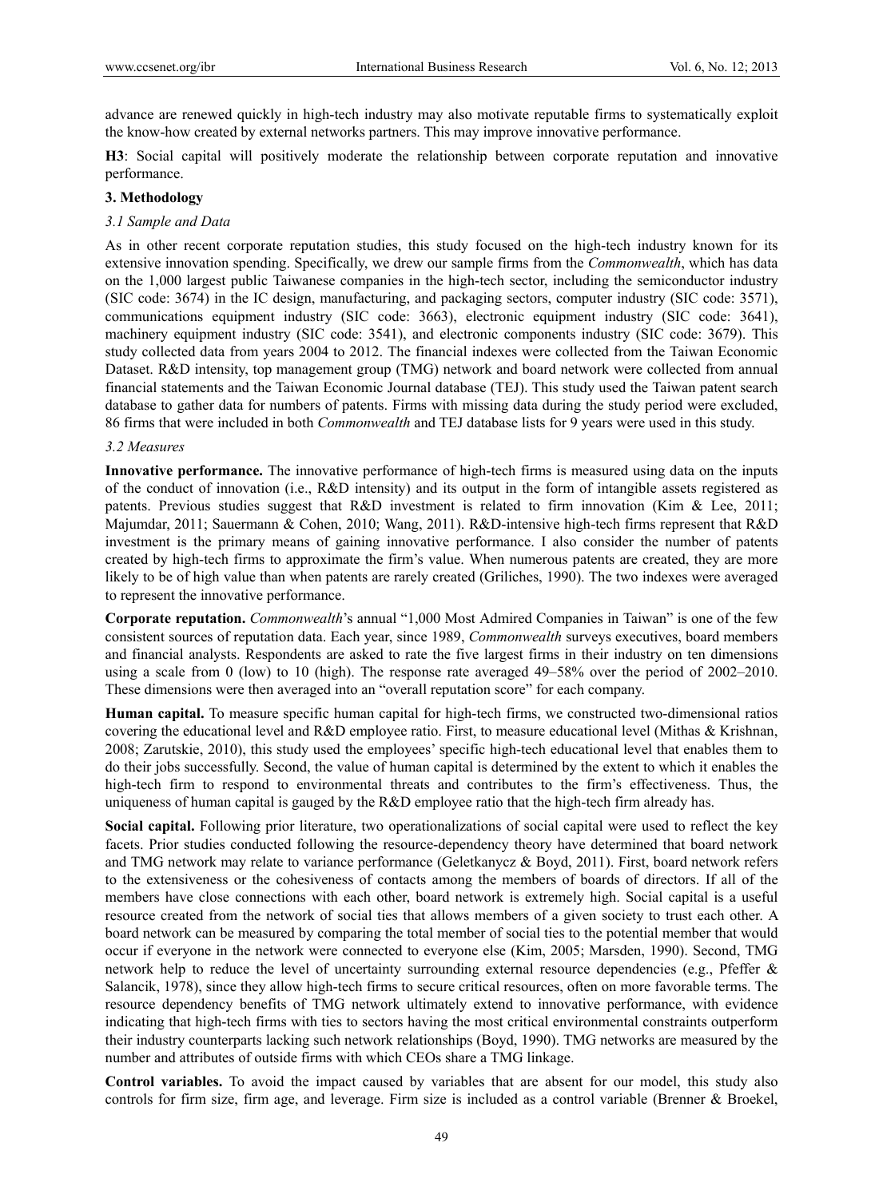advance are renewed quickly in high-tech industry may also motivate reputable firms to systematically exploit the know-how created by external networks partners. This may improve innovative performance.

**H3**: Social capital will positively moderate the relationship between corporate reputation and innovative performance.

## 3. Methodology

### *3.1 Sample and Data*

As in other recent corporate reputation studies, this study focused on the high-tech industry known for its extensive innovation spending. Specifically, we drew our sample firms from the *Commonwealth*, which has data on the 1,000 largest public Taiwanese companies in the high-tech sector, including the semiconductor industry (SIC code: 3674) in the IC design, manufacturing, and packaging sectors, computer industry (SIC code: 3571), communications equipment industry (SIC code: 3663), electronic equipment industry (SIC code: 3641), machinery equipment industry (SIC code: 3541), and electronic components industry (SIC code: 3679). This study collected data from years 2004 to 2012. The financial indexes were collected from the Taiwan Economic Dataset. R&D intensity, top management group (TMG) network and board network were collected from annual financial statements and the Taiwan Economic Journal database (TEJ). This study used the Taiwan patent search database to gather data for numbers of patents. Firms with missing data during the study period were excluded, 86 firms that were included in both *Commonwealth* and TEJ database lists for 9 years were used in this study.

### *3.2 Measures*

**Innovative performance.** The innovative performance of high-tech firms is measured using data on the inputs of the conduct of innovation (i.e., R&D intensity) and its output in the form of intangible assets registered as patents. Previous studies suggest that R&D investment is related to firm innovation (Kim & Lee, 2011; Majumdar, 2011; Sauermann & Cohen, 2010; Wang, 2011). R&D-intensive high-tech firms represent that R&D investment is the primary means of gaining innovative performance. I also consider the number of patents created by high-tech firms to approximate the firm's value. When numerous patents are created, they are more likely to be of high value than when patents are rarely created (Griliches, 1990). The two indexes were averaged to represent the innovative performance.

**Corporate reputation.** *Commonwealth*'s annual "1,000 Most Admired Companies in Taiwan" is one of the few consistent sources of reputation data. Each year, since 1989, *Commonwealth* surveys executives, board members and financial analysts. Respondents are asked to rate the five largest firms in their industry on ten dimensions using a scale from 0 (low) to 10 (high). The response rate averaged 49–58% over the period of 2002–2010. These dimensions were then averaged into an "overall reputation score" for each company.

**Human capital.** To measure specific human capital for high-tech firms, we constructed two-dimensional ratios covering the educational level and R&D employee ratio. First, to measure educational level (Mithas & Krishnan, 2008; Zarutskie, 2010), this study used the employees' specific high-tech educational level that enables them to do their jobs successfully. Second, the value of human capital is determined by the extent to which it enables the high-tech firm to respond to environmental threats and contributes to the firm's effectiveness. Thus, the uniqueness of human capital is gauged by the R&D employee ratio that the high-tech firm already has.

**Social capital.** Following prior literature, two operationalizations of social capital were used to reflect the key facets. Prior studies conducted following the resource-dependency theory have determined that board network and TMG network may relate to variance performance (Geletkanycz & Boyd, 2011). First, board network refers to the extensiveness or the cohesiveness of contacts among the members of boards of directors. If all of the members have close connections with each other, board network is extremely high. Social capital is a useful resource created from the network of social ties that allows members of a given society to trust each other. A board network can be measured by comparing the total member of social ties to the potential member that would occur if everyone in the network were connected to everyone else (Kim, 2005; Marsden, 1990). Second, TMG network help to reduce the level of uncertainty surrounding external resource dependencies (e.g., Pfeffer & Salancik, 1978), since they allow high-tech firms to secure critical resources, often on more favorable terms. The resource dependency benefits of TMG network ultimately extend to innovative performance, with evidence indicating that high-tech firms with ties to sectors having the most critical environmental constraints outperform their industry counterparts lacking such network relationships (Boyd, 1990). TMG networks are measured by the number and attributes of outside firms with which CEOs share a TMG linkage.

**Control variables.** To avoid the impact caused by variables that are absent for our model, this study also controls for firm size, firm age, and leverage. Firm size is included as a control variable (Brenner & Broekel,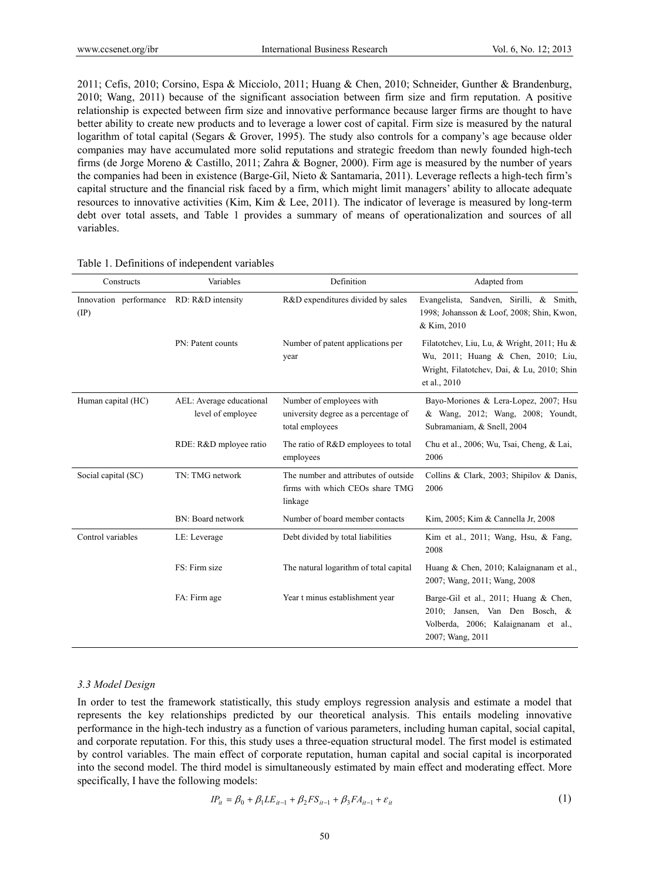2011; Cefis, 2010; Corsino, Espa & Micciolo, 2011; Huang & Chen, 2010; Schneider, Gunther & Brandenburg, 2010; Wang, 2011) because of the significant association between firm size and firm reputation. A positive relationship is expected between firm size and innovative performance because larger firms are thought to have better ability to create new products and to leverage a lower cost of capital. Firm size is measured by the natural logarithm of total capital (Segars & Grover, 1995). The study also controls for a company's age because older companies may have accumulated more solid reputations and strategic freedom than newly founded high-tech firms (de Jorge Moreno & Castillo, 2011; Zahra & Bogner, 2000). Firm age is measured by the number of years the companies had been in existence (Barge-Gil, Nieto & Santamaria, 2011). Leverage reflects a high-tech firm's capital structure and the financial risk faced by a firm, which might limit managers' ability to allocate adequate resources to innovative activities (Kim, Kim & Lee, 2011). The indicator of leverage is measured by long-term debt over total assets, and Table 1 provides a summary of means of operationalization and sources of all variables.

Table 1. Definitions of independent variables

| Constructs | Variables | Definition | Adapted from |
|---|---|---|---|
| Innovation performance (IP) | RD: R&D intensity | R&D expenditures divided by sales | Evangelista, Sandven, Sirilli, & Smith, 1998; Johansson & Loof, 2008; Shin, Kwon, & Kim, 2010 |
| | PN: Patent counts | Number of patent applications per year | Filatotchev, Liu, Lu, & Wright, 2011; Hu & Wu, 2011; Huang & Chen, 2010; Liu, Wright, Filatotchev, Dai, & Lu, 2010; Shin et al., 2010 |
| Human capital (HC) | AEL: Average educational level of employee | Number of employees with university degree as a percentage of total employees | Bayo-Moriones & Lera-Lopez, 2007; Hsu & Wang, 2012; Wang, 2008; Youndt, Subramaniam, & Snell, 2004 |
| | RDE: R&D mployee ratio | The ratio of R&D employees to total employees | Chu et al., 2006; Wu, Tsai, Cheng, & Lai, 2006 |
| Social capital (SC) | TN: TMG network | The number and attributes of outside firms with which CEOs share TMG linkage | Collins & Clark, 2003; Shipilov & Danis, 2006 |
| | BN: Board network | Number of board member contacts | Kim, 2005; Kim & Cannella Jr, 2008 |
| Control variables | LE: Leverage | Debt divided by total liabilities | Kim et al., 2011; Wang, Hsu, & Fang, 2008 |
| | FS: Firm size | The natural logarithm of total capital | Huang & Chen, 2010; Kalaignanam et al., 2007; Wang, 2011; Wang, 2008 |
| | FA: Firm age | Year t minus establishment year | Barge-Gil et al., 2011; Huang & Chen, 2010; Jansen, Van Den Bosch, & Volberda, 2006; Kalaignanam et al., 2007; Wang, 2011 |

### *3.3 Model Design*

In order to test the framework statistically, this study employs regression analysis and estimate a model that represents the key relationships predicted by our theoretical analysis. This entails modeling innovative performance in the high-tech industry as a function of various parameters, including human capital, social capital, and corporate reputation. For this, this study uses a three-equation structural model. The first model is estimated by control variables. The main effect of corporate reputation, human capital and social capital is incorporated into the second model. The third model is simultaneously estimated by main effect and moderating effect. More specifically, I have the following models:

$$IP_{it} = \beta_0 + \beta_1 LE_{it-1} + \beta_2 FS_{it-1} + \beta_3 FA_{it-1} + \varepsilon_{it} \tag{1}$$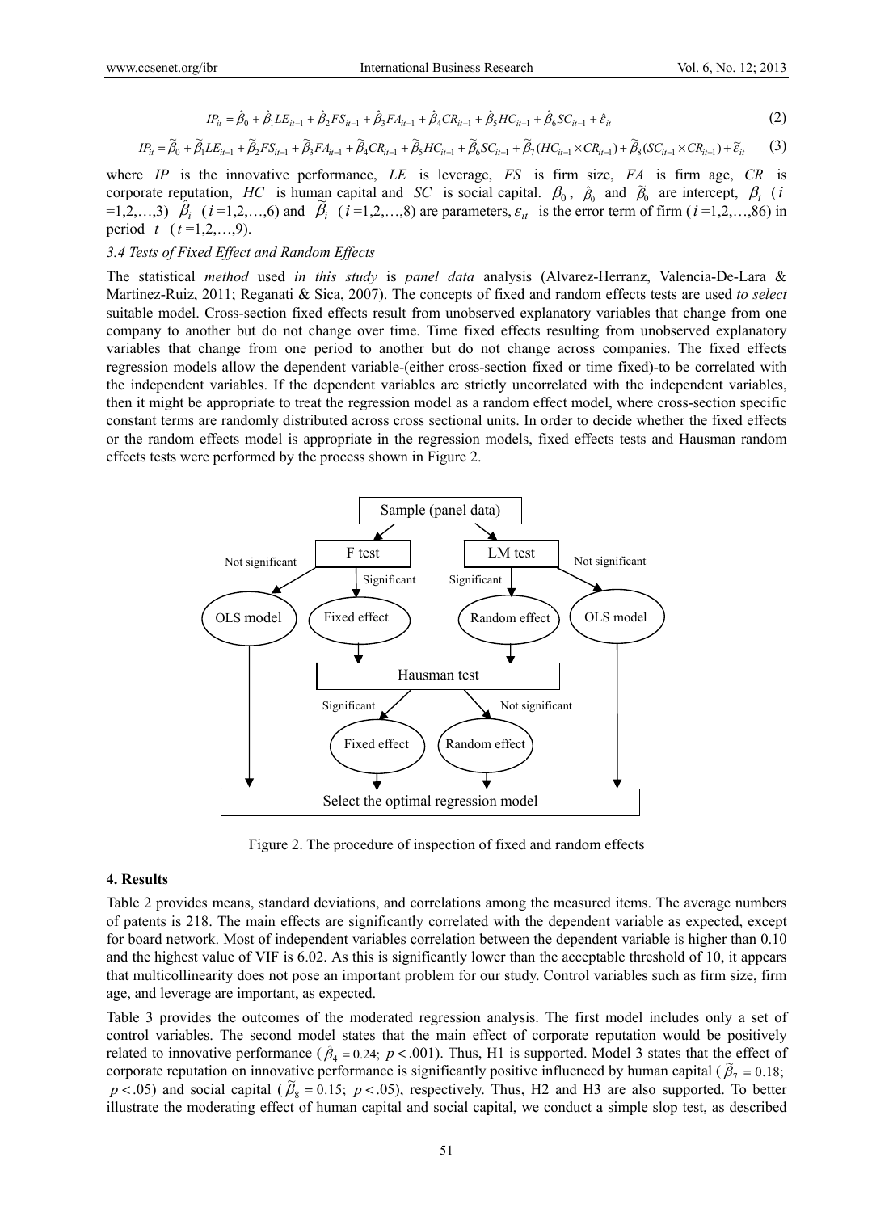$$IP_{it} = \hat{\beta}_0 + \hat{\beta}_1 LE_{it-1} + \hat{\beta}_2 FS_{it-1} + \hat{\beta}_3 FA_{it-1} + \hat{\beta}_4 CR_{it-1} + \hat{\beta}_5 HC_{it-1} + \hat{\beta}_6 SC_{it-1} + \hat{\varepsilon}_{it} \tag{2}$$

$$IP_{it} = \tilde{\beta}_0 + \tilde{\beta}_1 LE_{it-1} + \tilde{\beta}_2 FS_{it-1} + \tilde{\beta}_3 FA_{it-1} + \tilde{\beta}_4 CR_{it-1} + \tilde{\beta}_5 HC_{it-1} + \tilde{\beta}_6 SC_{it-1} + \tilde{\beta}_7 (HC_{it-1} \times CR_{it-1}) + \tilde{\beta}_8 (SC_{it-1} \times CR_{it-1}) + \tilde{\varepsilon}_{it} \tag{3}$$

where *IP* is the innovative performance, *LE* is leverage, *FS* is firm size, *FA* is firm age, *CR* is corporate reputation, *HC* is human capital and *SC* is social capital. $\beta_0$, $\hat{\beta}_0$ and $\tilde{\beta}_0$ are intercept, $\beta_i$ ($i$ =1,2,…,3) $\hat{\beta}_i$ ($i$ =1,2,…,6) and $\tilde{\beta}_i$ ($i$ =1,2,…,8) are parameters, $\varepsilon_{it}$ is the error term of firm ($i$ =1,2,…,86) in period $t$ ($t$ =1,2,…,9).

### 3.4 Tests of Fixed Effect and Random Effects

The statistical *method* used *in this study* is *panel data* analysis (Alvarez-Herranz, Valencia-De-Lara & Martinez-Ruiz, 2011; Reganati & Sica, 2007). The concepts of fixed and random effects tests are used *to select* suitable model. Cross-section fixed effects result from unobserved explanatory variables that change from one company to another but do not change over time. Time fixed effects resulting from unobserved explanatory variables that change from one period to another but do not change across companies. The fixed effects regression models allow the dependent variable-(either cross-section fixed or time fixed)-to be correlated with the independent variables. If the dependent variables are strictly uncorrelated with the independent variables, then it might be appropriate to treat the regression model as a random effect model, where cross-section specific constant terms are randomly distributed across cross sectional units. In order to decide whether the fixed effects or the random effects model is appropriate in the regression models, fixed effects tests and Hausman random effects tests were performed by the process shown in Figure 2.

Sample (panel data) → F test / LM test

F test: Not significant → OLS model; Significant → Fixed effect

LM test: Significant → Random effect; Not significant → OLS model

Fixed effect / Random effect → Hausman test: Significant → Fixed effect; Not significant → Random effect

→ Select the optimal regression model

Figure 2. The procedure of inspection of fixed and random effects

## 4. Results

Table 2 provides means, standard deviations, and correlations among the measured items. The average numbers of patents is 218. The main effects are significantly correlated with the dependent variable as expected, except for board network. Most of independent variables correlation between the dependent variable is higher than 0.10 and the highest value of VIF is 6.02. As this is significantly lower than the acceptable threshold of 10, it appears that multicollinearity does not pose an important problem for our study. Control variables such as firm size, firm age, and leverage are important, as expected.

Table 3 provides the outcomes of the moderated regression analysis. The first model includes only a set of control variables. The second model states that the main effect of corporate reputation would be positively related to innovative performance ($\hat{\beta}_4 = 0.24$; $p < .001$). Thus, H1 is supported. Model 3 states that the effect of corporate reputation on innovative performance is significantly positive influenced by human capital ($\tilde{\beta}_7 = 0.18$; $p < .05$) and social capital ($\tilde{\beta}_8 = 0.15$; $p < .05$), respectively. Thus, H2 and H3 are also supported. To better illustrate the moderating effect of human capital and social capital, we conduct a simple slop test, as described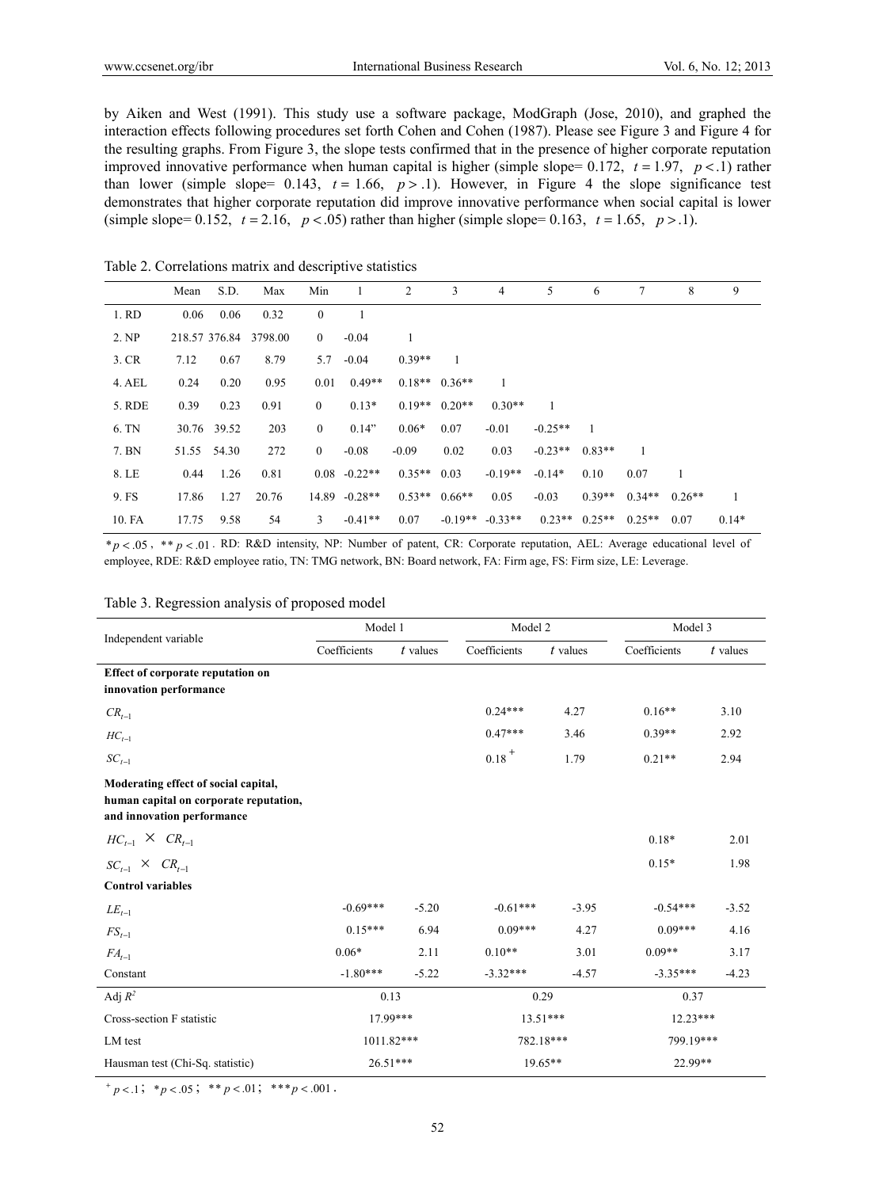by Aiken and West (1991). This study use a software package, ModGraph (Jose, 2010), and graphed the interaction effects following procedures set forth Cohen and Cohen (1987). Please see Figure 3 and Figure 4 for the resulting graphs. From Figure 3, the slope tests confirmed that in the presence of higher corporate reputation improved innovative performance when human capital is higher (simple slope= 0.172, $t = 1.97$, $p < .1$) rather than lower (simple slope= 0.143, $t = 1.66$, $p > .1$). However, in Figure 4 the slope significance test demonstrates that higher corporate reputation did improve innovative performance when social capital is lower (simple slope= 0.152, $t = 2.16$, $p < .05$) rather than higher (simple slope= 0.163, $t = 1.65$, $p > .1$).

Table 2. Correlations matrix and descriptive statistics

| | Mean | S.D. | Max | Min | 1 | 2 | 3 | 4 | 5 | 6 | 7 | 8 | 9 |
|---|---|---|---|---|---|---|---|---|---|---|---|---|---|
| 1. RD | 0.06 | 0.06 | 0.32 | 0 | 1 | | | | | | | | |
| 2. NP | 218.57 | 376.84 | 3798.00 | 0 | -0.04 | 1 | | | | | | | |
| 3. CR | 7.12 | 0.67 | 8.79 | 5.7 | -0.04 | 0.39** | 1 | | | | | | |
| 4. AEL | 0.24 | 0.20 | 0.95 | 0.01 | 0.49** | 0.18** | 0.36** | 1 | | | | | |
| 5. RDE | 0.39 | 0.23 | 0.91 | 0 | 0.13* | 0.19** | 0.20** | 0.30** | 1 | | | | |
| 6. TN | 30.76 | 39.52 | 203 | 0 | 0.14" | 0.06* | 0.07 | -0.01 | -0.25** | 1 | | | |
| 7. BN | 51.55 | 54.30 | 272 | 0 | -0.08 | -0.09 | 0.02 | 0.03 | -0.23** | 0.83** | 1 | | |
| 8. LE | 0.44 | 1.26 | 0.81 | 0.08 | -0.22** | 0.35** | 0.03 | -0.19** | -0.14* | 0.10 | 0.07 | 1 | |
| 9. FS | 17.86 | 1.27 | 20.76 | 14.89 | -0.28** | 0.53** | 0.66** | 0.05 | -0.03 | 0.39** | 0.34** | 0.26** | 1 |
| 10. FA | 17.75 | 9.58 | 54 | 3 | -0.41** | 0.07 | -0.19** | -0.33** | 0.23** | 0.25** | 0.25** | 0.07 | 0.14* |

$*p < .05$, $**p < .01$. RD: R&D intensity, NP: Number of patent, CR: Corporate reputation, AEL: Average educational level of employee, RDE: R&D employee ratio, TN: TMG network, BN: Board network, FA: Firm age, FS: Firm size, LE: Leverage.

Table 3. Regression analysis of proposed model

| Independent variable | Model 1 | | Model 2 | | Model 3 | |
|---|---|---|---|---|---|---|
| | Coefficients | $t$ values | Coefficients | $t$ values | Coefficients | $t$ values |
| **Effect of corporate reputation on innovation performance** | | | | | | |
| $CR_{t-1}$ | | | 0.24*** | 4.27 | 0.16** | 3.10 |
| $HC_{t-1}$ | | | 0.47*** | 3.46 | 0.39** | 2.92 |
| $SC_{t-1}$ | | | $0.18^{+}$ | 1.79 | 0.21** | 2.94 |
| **Moderating effect of social capital, human capital on corporate reputation, and innovation performance** | | | | | | |
| $HC_{t-1} \times CR_{t-1}$ | | | | | 0.18* | 2.01 |
| $SC_{t-1} \times CR_{t-1}$ | | | | | 0.15* | 1.98 |
| **Control variables** | | | | | | |
| $LE_{t-1}$ | -0.69*** | -5.20 | -0.61*** | -3.95 | -0.54*** | -3.52 |
| $FS_{t-1}$ | 0.15*** | 6.94 | 0.09*** | 4.27 | 0.09*** | 4.16 |
| $FA_{t-1}$ | 0.06* | 2.11 | 0.10** | 3.01 | 0.09** | 3.17 |
| Constant | -1.80*** | -5.22 | -3.32*** | -4.57 | -3.35*** | -4.23 |
| Adj $R^2$ | 0.13 | | 0.29 | | 0.37 | |
| Cross-section F statistic | 17.99*** | | 13.51*** | | 12.23*** | |
| LM test | 1011.82*** | | 782.18*** | | 799.19*** | |
| Hausman test (Chi-Sq. statistic) | 26.51*** | | 19.65** | | 22.99** | |

$^{+}p < .1$; $*p < .05$; $**p < .01$; $***p < .001$.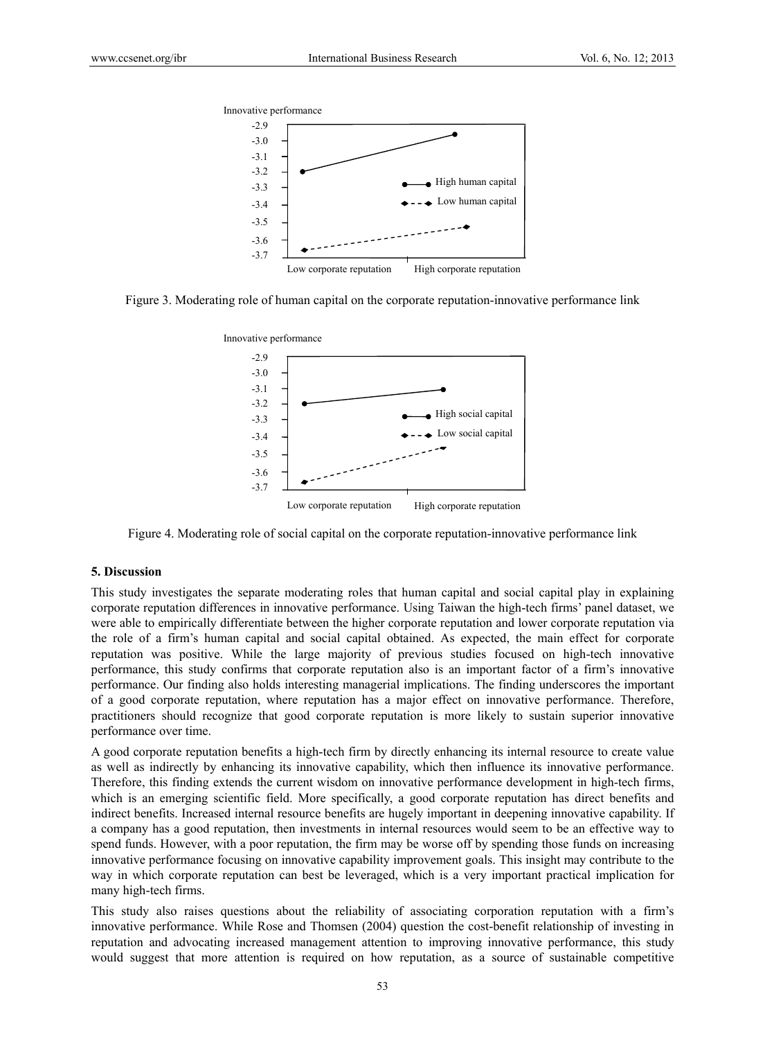Figure 3. Moderating role of human capital on the corporate reputation-innovative performance link

Figure 4. Moderating role of social capital on the corporate reputation-innovative performance link

## 5. Discussion

This study investigates the separate moderating roles that human capital and social capital play in explaining corporate reputation differences in innovative performance. Using Taiwan the high-tech firms' panel dataset, we were able to empirically differentiate between the higher corporate reputation and lower corporate reputation via the role of a firm's human capital and social capital obtained. As expected, the main effect for corporate reputation was positive. While the large majority of previous studies focused on high-tech innovative performance, this study confirms that corporate reputation also is an important factor of a firm's innovative performance. Our finding also holds interesting managerial implications. The finding underscores the important of a good corporate reputation, where reputation has a major effect on innovative performance. Therefore, practitioners should recognize that good corporate reputation is more likely to sustain superior innovative performance over time.

A good corporate reputation benefits a high-tech firm by directly enhancing its internal resource to create value as well as indirectly by enhancing its innovative capability, which then influence its innovative performance. Therefore, this finding extends the current wisdom on innovative performance development in high-tech firms, which is an emerging scientific field. More specifically, a good corporate reputation has direct benefits and indirect benefits. Increased internal resource benefits are hugely important in deepening innovative capability. If a company has a good reputation, then investments in internal resources would seem to be an effective way to spend funds. However, with a poor reputation, the firm may be worse off by spending those funds on increasing innovative performance focusing on innovative capability improvement goals. This insight may contribute to the way in which corporate reputation can best be leveraged, which is a very important practical implication for many high-tech firms.

This study also raises questions about the reliability of associating corporation reputation with a firm's innovative performance. While Rose and Thomsen (2004) question the cost-benefit relationship of investing in reputation and advocating increased management attention to improving innovative performance, this study would suggest that more attention is required on how reputation, as a source of sustainable competitive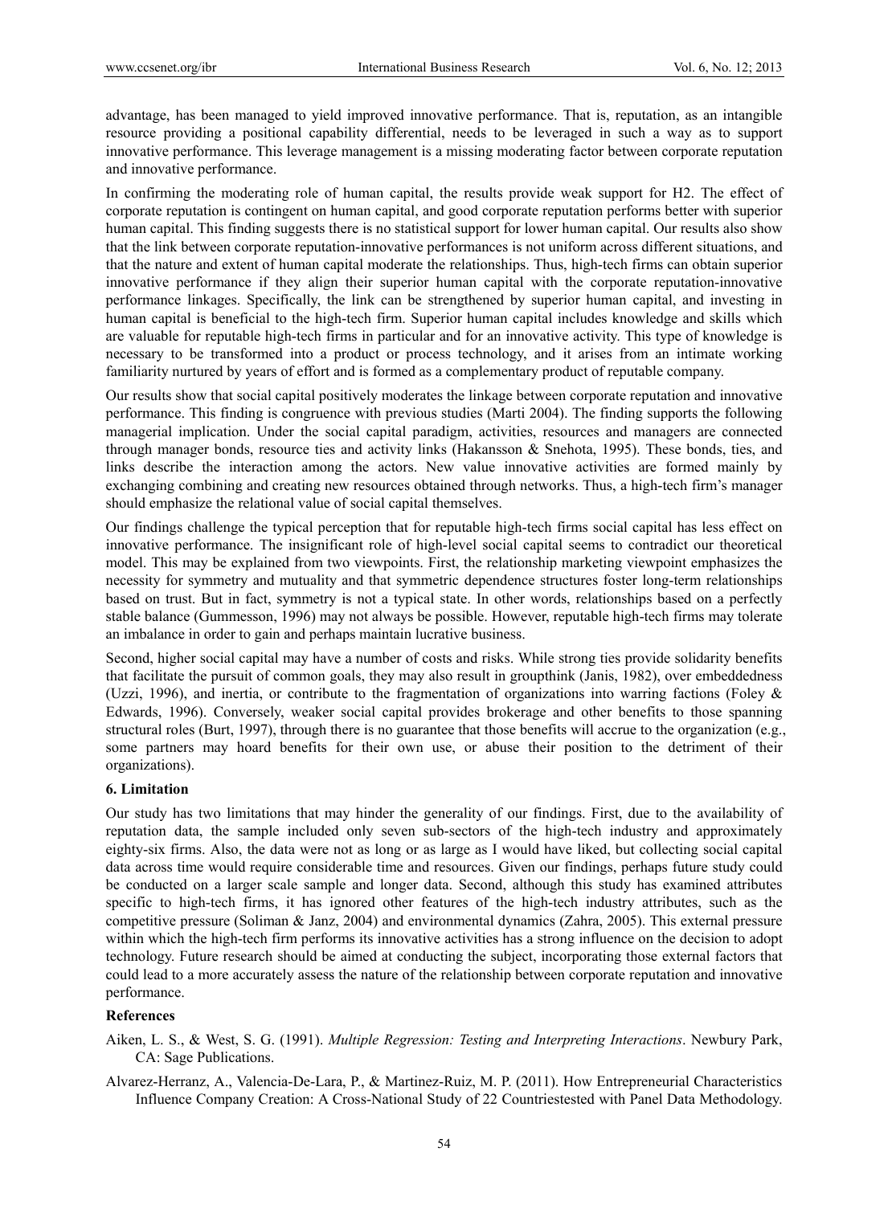advantage, has been managed to yield improved innovative performance. That is, reputation, as an intangible resource providing a positional capability differential, needs to be leveraged in such a way as to support innovative performance. This leverage management is a missing moderating factor between corporate reputation and innovative performance.

In confirming the moderating role of human capital, the results provide weak support for H2. The effect of corporate reputation is contingent on human capital, and good corporate reputation performs better with superior human capital. This finding suggests there is no statistical support for lower human capital. Our results also show that the link between corporate reputation-innovative performances is not uniform across different situations, and that the nature and extent of human capital moderate the relationships. Thus, high-tech firms can obtain superior innovative performance if they align their superior human capital with the corporate reputation-innovative performance linkages. Specifically, the link can be strengthened by superior human capital, and investing in human capital is beneficial to the high-tech firm. Superior human capital includes knowledge and skills which are valuable for reputable high-tech firms in particular and for an innovative activity. This type of knowledge is necessary to be transformed into a product or process technology, and it arises from an intimate working familiarity nurtured by years of effort and is formed as a complementary product of reputable company.

Our results show that social capital positively moderates the linkage between corporate reputation and innovative performance. This finding is congruence with previous studies (Marti 2004). The finding supports the following managerial implication. Under the social capital paradigm, activities, resources and managers are connected through manager bonds, resource ties and activity links (Hakansson & Snehota, 1995). These bonds, ties, and links describe the interaction among the actors. New value innovative activities are formed mainly by exchanging combining and creating new resources obtained through networks. Thus, a high-tech firm's manager should emphasize the relational value of social capital themselves.

Our findings challenge the typical perception that for reputable high-tech firms social capital has less effect on innovative performance. The insignificant role of high-level social capital seems to contradict our theoretical model. This may be explained from two viewpoints. First, the relationship marketing viewpoint emphasizes the necessity for symmetry and mutuality and that symmetric dependence structures foster long-term relationships based on trust. But in fact, symmetry is not a typical state. In other words, relationships based on a perfectly stable balance (Gummesson, 1996) may not always be possible. However, reputable high-tech firms may tolerate an imbalance in order to gain and perhaps maintain lucrative business.

Second, higher social capital may have a number of costs and risks. While strong ties provide solidarity benefits that facilitate the pursuit of common goals, they may also result in groupthink (Janis, 1982), over embeddedness (Uzzi, 1996), and inertia, or contribute to the fragmentation of organizations into warring factions (Foley & Edwards, 1996). Conversely, weaker social capital provides brokerage and other benefits to those spanning structural roles (Burt, 1997), through there is no guarantee that those benefits will accrue to the organization (e.g., some partners may hoard benefits for their own use, or abuse their position to the detriment of their organizations).

## 6. Limitation

Our study has two limitations that may hinder the generality of our findings. First, due to the availability of reputation data, the sample included only seven sub-sectors of the high-tech industry and approximately eighty-six firms. Also, the data were not as long or as large as I would have liked, but collecting social capital data across time would require considerable time and resources. Given our findings, perhaps future study could be conducted on a larger scale sample and longer data. Second, although this study has examined attributes specific to high-tech firms, it has ignored other features of the high-tech industry attributes, such as the competitive pressure (Soliman & Janz, 2004) and environmental dynamics (Zahra, 2005). This external pressure within which the high-tech firm performs its innovative activities has a strong influence on the decision to adopt technology. Future research should be aimed at conducting the subject, incorporating those external factors that could lead to a more accurately assess the nature of the relationship between corporate reputation and innovative performance.

## References

Aiken, L. S., & West, S. G. (1991). *Multiple Regression: Testing and Interpreting Interactions*. Newbury Park, CA: Sage Publications.

Alvarez-Herranz, A., Valencia-De-Lara, P., & Martinez-Ruiz, M. P. (2011). How Entrepreneurial Characteristics Influence Company Creation: A Cross-National Study of 22 Countriestested with Panel Data Methodology.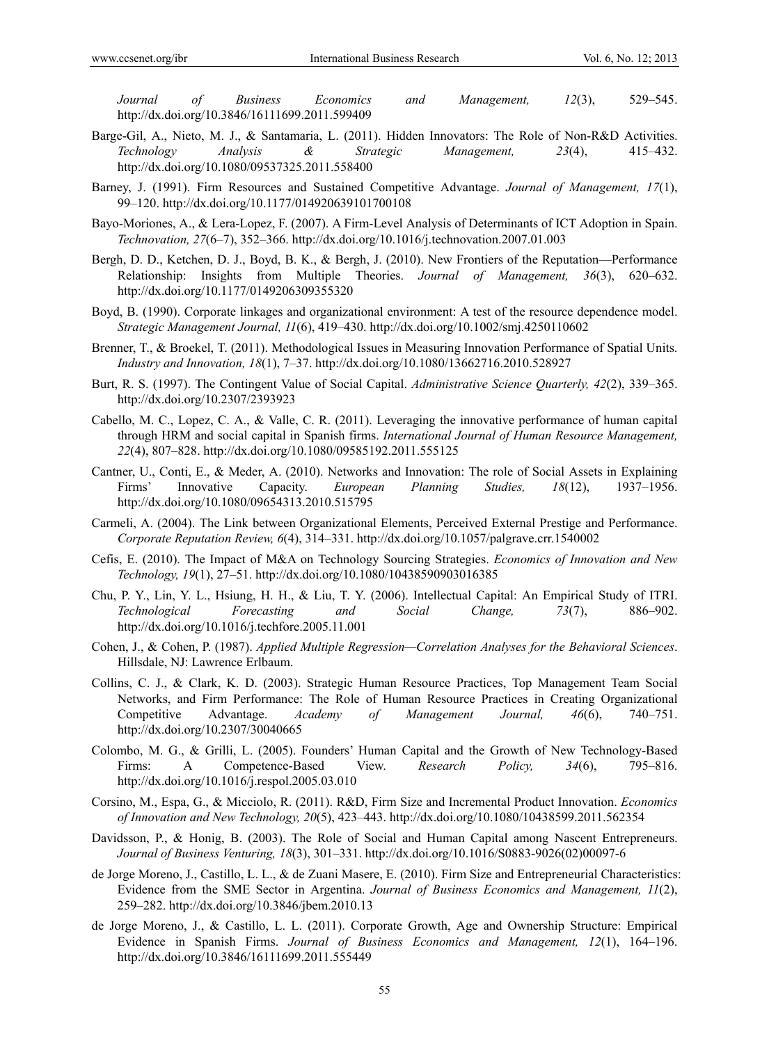*Journal of Business Economics and Management, 12*(3), 529–545. http://dx.doi.org/10.3846/16111699.2011.599409

Barge-Gil, A., Nieto, M. J., & Santamaria, L. (2011). Hidden Innovators: The Role of Non-R&D Activities. *Technology Analysis & Strategic Management, 23*(4), 415–432. http://dx.doi.org/10.1080/09537325.2011.558400

Barney, J. (1991). Firm Resources and Sustained Competitive Advantage. *Journal of Management, 17*(1), 99–120. http://dx.doi.org/10.1177/014920639101700108

Bayo-Moriones, A., & Lera-Lopez, F. (2007). A Firm-Level Analysis of Determinants of ICT Adoption in Spain. *Technovation, 27*(6–7), 352–366. http://dx.doi.org/10.1016/j.technovation.2007.01.003

Bergh, D. D., Ketchen, D. J., Boyd, B. K., & Bergh, J. (2010). New Frontiers of the Reputation—Performance Relationship: Insights from Multiple Theories. *Journal of Management, 36*(3), 620–632. http://dx.doi.org/10.1177/0149206309355320

Boyd, B. (1990). Corporate linkages and organizational environment: A test of the resource dependence model. *Strategic Management Journal, 11*(6), 419–430. http://dx.doi.org/10.1002/smj.4250110602

Brenner, T., & Broekel, T. (2011). Methodological Issues in Measuring Innovation Performance of Spatial Units. *Industry and Innovation, 18*(1), 7–37. http://dx.doi.org/10.1080/13662716.2010.528927

Burt, R. S. (1997). The Contingent Value of Social Capital. *Administrative Science Quarterly, 42*(2), 339–365. http://dx.doi.org/10.2307/2393923

Cabello, M. C., Lopez, C. A., & Valle, C. R. (2011). Leveraging the innovative performance of human capital through HRM and social capital in Spanish firms. *International Journal of Human Resource Management, 22*(4), 807–828. http://dx.doi.org/10.1080/09585192.2011.555125

Cantner, U., Conti, E., & Meder, A. (2010). Networks and Innovation: The role of Social Assets in Explaining Firms' Innovative Capacity. *European Planning Studies, 18*(12), 1937–1956. http://dx.doi.org/10.1080/09654313.2010.515795

Carmeli, A. (2004). The Link between Organizational Elements, Perceived External Prestige and Performance. *Corporate Reputation Review, 6*(4), 314–331. http://dx.doi.org/10.1057/palgrave.crr.1540002

Cefis, E. (2010). The Impact of M&A on Technology Sourcing Strategies. *Economics of Innovation and New Technology, 19*(1), 27–51. http://dx.doi.org/10.1080/10438590903016385

Chu, P. Y., Lin, Y. L., Hsiung, H. H., & Liu, T. Y. (2006). Intellectual Capital: An Empirical Study of ITRI. *Technological Forecasting and Social Change, 73*(7), 886–902. http://dx.doi.org/10.1016/j.techfore.2005.11.001

Cohen, J., & Cohen, P. (1987). *Applied Multiple Regression—Correlation Analyses for the Behavioral Sciences*. Hillsdale, NJ: Lawrence Erlbaum.

Collins, C. J., & Clark, K. D. (2003). Strategic Human Resource Practices, Top Management Team Social Networks, and Firm Performance: The Role of Human Resource Practices in Creating Organizational Competitive Advantage. *Academy of Management Journal, 46*(6), 740–751. http://dx.doi.org/10.2307/30040665

Colombo, M. G., & Grilli, L. (2005). Founders' Human Capital and the Growth of New Technology-Based Firms: A Competence-Based View. *Research Policy, 34*(6), 795–816. http://dx.doi.org/10.1016/j.respol.2005.03.010

Corsino, M., Espa, G., & Micciolo, R. (2011). R&D, Firm Size and Incremental Product Innovation. *Economics of Innovation and New Technology, 20*(5), 423–443. http://dx.doi.org/10.1080/10438599.2011.562354

Davidsson, P., & Honig, B. (2003). The Role of Social and Human Capital among Nascent Entrepreneurs. *Journal of Business Venturing, 18*(3), 301–331. http://dx.doi.org/10.1016/S0883-9026(02)00097-6

de Jorge Moreno, J., Castillo, L. L., & de Zuani Masere, E. (2010). Firm Size and Entrepreneurial Characteristics: Evidence from the SME Sector in Argentina. *Journal of Business Economics and Management, 11*(2), 259–282. http://dx.doi.org/10.3846/jbem.2010.13

de Jorge Moreno, J., & Castillo, L. L. (2011). Corporate Growth, Age and Ownership Structure: Empirical Evidence in Spanish Firms. *Journal of Business Economics and Management, 12*(1), 164–196. http://dx.doi.org/10.3846/16111699.2011.555449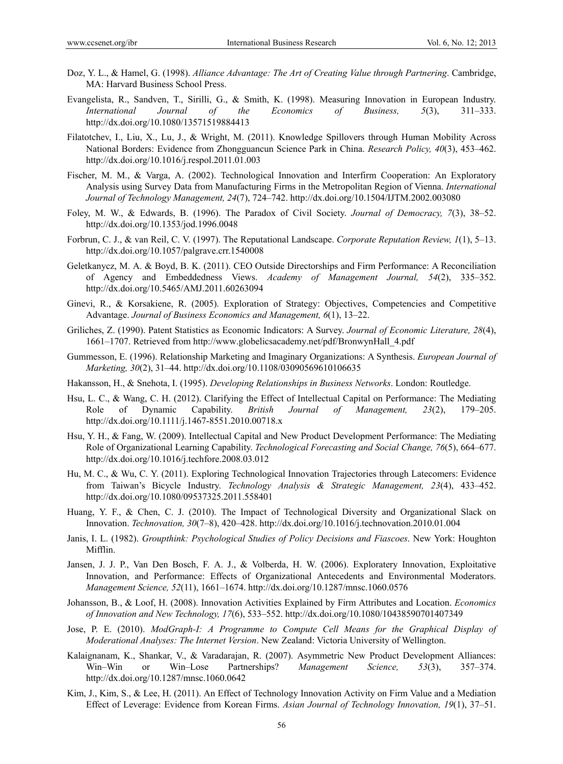Doz, Y. L., & Hamel, G. (1998). *Alliance Advantage: The Art of Creating Value through Partnering*. Cambridge, MA: Harvard Business School Press.

Evangelista, R., Sandven, T., Sirilli, G., & Smith, K. (1998). Measuring Innovation in European Industry. *International Journal of the Economics of Business, 5*(3), 311–333. http://dx.doi.org/10.1080/13571519884413

Filatotchev, I., Liu, X., Lu, J., & Wright, M. (2011). Knowledge Spillovers through Human Mobility Across National Borders: Evidence from Zhongguancun Science Park in China. *Research Policy, 40*(3), 453–462. http://dx.doi.org/10.1016/j.respol.2011.01.003

Fischer, M. M., & Varga, A. (2002). Technological Innovation and Interfirm Cooperation: An Exploratory Analysis using Survey Data from Manufacturing Firms in the Metropolitan Region of Vienna. *International Journal of Technology Management, 24*(7), 724–742. http://dx.doi.org/10.1504/IJTM.2002.003080

Foley, M. W., & Edwards, B. (1996). The Paradox of Civil Society. *Journal of Democracy, 7*(3), 38–52. http://dx.doi.org/10.1353/jod.1996.0048

Forbrun, C. J., & van Reil, C. V. (1997). The Reputational Landscape. *Corporate Reputation Review, 1*(1), 5–13. http://dx.doi.org/10.1057/palgrave.crr.1540008

Geletkanycz, M. A. & Boyd, B. K. (2011). CEO Outside Directorships and Firm Performance: A Reconciliation of Agency and Embeddedness Views. *Academy of Management Journal, 54*(2), 335–352. http://dx.doi.org/10.5465/AMJ.2011.60263094

Ginevi, R., & Korsakiene, R. (2005). Exploration of Strategy: Objectives, Competencies and Competitive Advantage. *Journal of Business Economics and Management, 6*(1), 13–22.

Griliches, Z. (1990). Patent Statistics as Economic Indicators: A Survey. *Journal of Economic Literature, 28*(4), 1661–1707. Retrieved from http://www.globelicsacademy.net/pdf/BronwynHall_4.pdf

Gummesson, E. (1996). Relationship Marketing and Imaginary Organizations: A Synthesis. *European Journal of Marketing, 30*(2), 31–44. http://dx.doi.org/10.1108/03090569610106635

Hakansson, H., & Snehota, I. (1995). *Developing Relationships in Business Networks*. London: Routledge.

Hsu, L. C., & Wang, C. H. (2012). Clarifying the Effect of Intellectual Capital on Performance: The Mediating Role of Dynamic Capability. *British Journal of Management, 23*(2), 179–205. http://dx.doi.org/10.1111/j.1467-8551.2010.00718.x

Hsu, Y. H., & Fang, W. (2009). Intellectual Capital and New Product Development Performance: The Mediating Role of Organizational Learning Capability. *Technological Forecasting and Social Change, 76*(5), 664–677. http://dx.doi.org/10.1016/j.techfore.2008.03.012

Hu, M. C., & Wu, C. Y. (2011). Exploring Technological Innovation Trajectories through Latecomers: Evidence from Taiwan's Bicycle Industry. *Technology Analysis & Strategic Management, 23*(4), 433–452. http://dx.doi.org/10.1080/09537325.2011.558401

Huang, Y. F., & Chen, C. J. (2010). The Impact of Technological Diversity and Organizational Slack on Innovation. *Technovation, 30*(7–8), 420–428. http://dx.doi.org/10.1016/j.technovation.2010.01.004

Janis, I. L. (1982). *Groupthink: Psychological Studies of Policy Decisions and Fiascoes*. New York: Houghton Mifflin.

Jansen, J. J. P., Van Den Bosch, F. A. J., & Volberda, H. W. (2006). Exploratery Innovation, Exploitative Innovation, and Performance: Effects of Organizational Antecedents and Environmental Moderators. *Management Science, 52*(11), 1661–1674. http://dx.doi.org/10.1287/mnsc.1060.0576

Johansson, B., & Loof, H. (2008). Innovation Activities Explained by Firm Attributes and Location. *Economics of Innovation and New Technology, 17*(6), 533–552. http://dx.doi.org/10.1080/10438590701407349

Jose, P. E. (2010). *ModGraph-I: A Programme to Compute Cell Means for the Graphical Display of Moderational Analyses: The Internet Version*. New Zealand: Victoria University of Wellington.

Kalaignanam, K., Shankar, V., & Varadarajan, R. (2007). Asymmetric New Product Development Alliances: Win–Win or Win–Lose Partnerships? *Management Science, 53*(3), 357–374. http://dx.doi.org/10.1287/mnsc.1060.0642

Kim, J., Kim, S., & Lee, H. (2011). An Effect of Technology Innovation Activity on Firm Value and a Mediation Effect of Leverage: Evidence from Korean Firms. *Asian Journal of Technology Innovation, 19*(1), 37–51.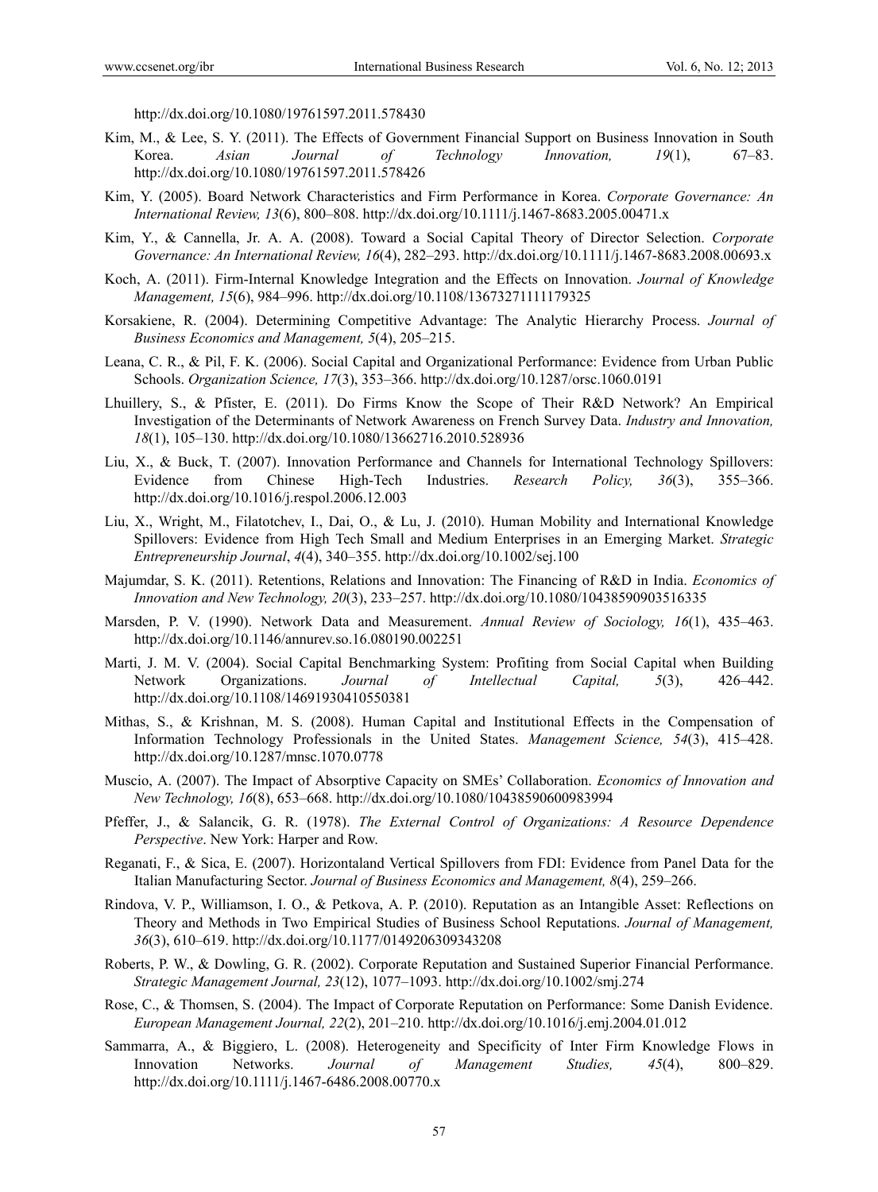http://dx.doi.org/10.1080/19761597.2011.578430

Kim, M., & Lee, S. Y. (2011). The Effects of Government Financial Support on Business Innovation in South Korea. *Asian Journal of Technology Innovation, 19*(1), 67–83. http://dx.doi.org/10.1080/19761597.2011.578426

Kim, Y. (2005). Board Network Characteristics and Firm Performance in Korea. *Corporate Governance: An International Review, 13*(6), 800–808. http://dx.doi.org/10.1111/j.1467-8683.2005.00471.x

Kim, Y., & Cannella, Jr. A. A. (2008). Toward a Social Capital Theory of Director Selection. *Corporate Governance: An International Review, 16*(4), 282–293. http://dx.doi.org/10.1111/j.1467-8683.2008.00693.x

Koch, A. (2011). Firm-Internal Knowledge Integration and the Effects on Innovation. *Journal of Knowledge Management, 15*(6), 984–996. http://dx.doi.org/10.1108/13673271111179325

Korsakiene, R. (2004). Determining Competitive Advantage: The Analytic Hierarchy Process. *Journal of Business Economics and Management, 5*(4), 205–215.

Leana, C. R., & Pil, F. K. (2006). Social Capital and Organizational Performance: Evidence from Urban Public Schools. *Organization Science, 17*(3), 353–366. http://dx.doi.org/10.1287/orsc.1060.0191

Lhuillery, S., & Pfister, E. (2011). Do Firms Know the Scope of Their R&D Network? An Empirical Investigation of the Determinants of Network Awareness on French Survey Data. *Industry and Innovation, 18*(1), 105–130. http://dx.doi.org/10.1080/13662716.2010.528936

Liu, X., & Buck, T. (2007). Innovation Performance and Channels for International Technology Spillovers: Evidence from Chinese High-Tech Industries. *Research Policy, 36*(3), 355–366. http://dx.doi.org/10.1016/j.respol.2006.12.003

Liu, X., Wright, M., Filatotchev, I., Dai, O., & Lu, J. (2010). Human Mobility and International Knowledge Spillovers: Evidence from High Tech Small and Medium Enterprises in an Emerging Market. *Strategic Entrepreneurship Journal*, *4*(4), 340–355. http://dx.doi.org/10.1002/sej.100

Majumdar, S. K. (2011). Retentions, Relations and Innovation: The Financing of R&D in India. *Economics of Innovation and New Technology, 20*(3), 233–257. http://dx.doi.org/10.1080/10438590903516335

Marsden, P. V. (1990). Network Data and Measurement. *Annual Review of Sociology, 16*(1), 435–463. http://dx.doi.org/10.1146/annurev.so.16.080190.002251

Marti, J. M. V. (2004). Social Capital Benchmarking System: Profiting from Social Capital when Building Network Organizations. *Journal of Intellectual Capital, 5*(3), 426–442. http://dx.doi.org/10.1108/14691930410550381

Mithas, S., & Krishnan, M. S. (2008). Human Capital and Institutional Effects in the Compensation of Information Technology Professionals in the United States. *Management Science, 54*(3), 415–428. http://dx.doi.org/10.1287/mnsc.1070.0778

Muscio, A. (2007). The Impact of Absorptive Capacity on SMEs' Collaboration. *Economics of Innovation and New Technology, 16*(8), 653–668. http://dx.doi.org/10.1080/10438590600983994

Pfeffer, J., & Salancik, G. R. (1978). *The External Control of Organizations: A Resource Dependence Perspective*. New York: Harper and Row.

Reganati, F., & Sica, E. (2007). Horizontaland Vertical Spillovers from FDI: Evidence from Panel Data for the Italian Manufacturing Sector. *Journal of Business Economics and Management, 8*(4), 259–266.

Rindova, V. P., Williamson, I. O., & Petkova, A. P. (2010). Reputation as an Intangible Asset: Reflections on Theory and Methods in Two Empirical Studies of Business School Reputations. *Journal of Management, 36*(3), 610–619. http://dx.doi.org/10.1177/0149206309343208

Roberts, P. W., & Dowling, G. R. (2002). Corporate Reputation and Sustained Superior Financial Performance. *Strategic Management Journal, 23*(12), 1077–1093. http://dx.doi.org/10.1002/smj.274

Rose, C., & Thomsen, S. (2004). The Impact of Corporate Reputation on Performance: Some Danish Evidence. *European Management Journal, 22*(2), 201–210. http://dx.doi.org/10.1016/j.emj.2004.01.012

Sammarra, A., & Biggiero, L. (2008). Heterogeneity and Specificity of Inter Firm Knowledge Flows in Innovation Networks. *Journal of Management Studies, 45*(4), 800–829. http://dx.doi.org/10.1111/j.1467-6486.2008.00770.x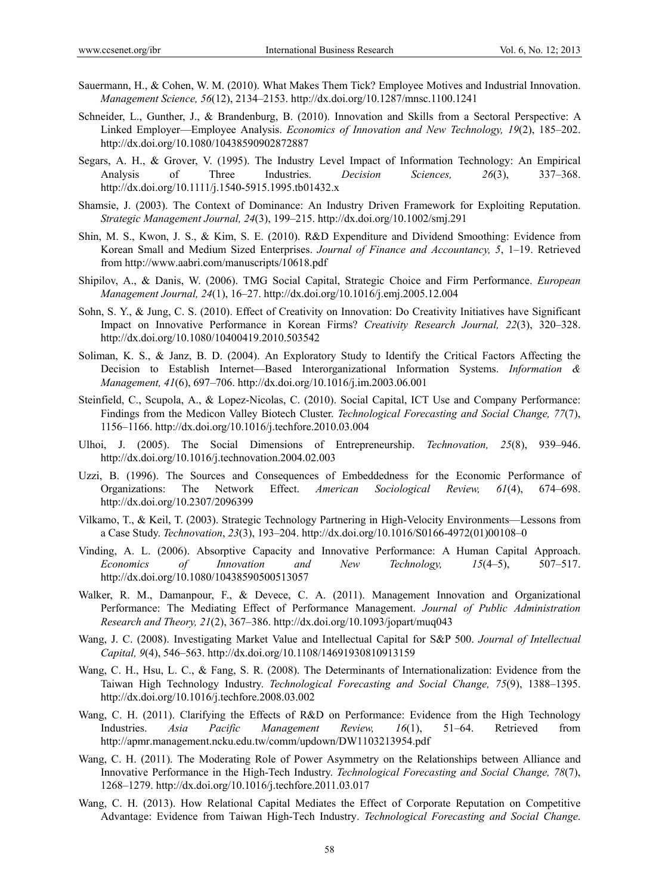Sauermann, H., & Cohen, W. M. (2010). What Makes Them Tick? Employee Motives and Industrial Innovation. *Management Science, 56*(12), 2134–2153. http://dx.doi.org/10.1287/mnsc.1100.1241

Schneider, L., Gunther, J., & Brandenburg, B. (2010). Innovation and Skills from a Sectoral Perspective: A Linked Employer—Employee Analysis. *Economics of Innovation and New Technology, 19*(2), 185–202. http://dx.doi.org/10.1080/10438590902872887

Segars, A. H., & Grover, V. (1995). The Industry Level Impact of Information Technology: An Empirical Analysis of Three Industries. *Decision Sciences, 26*(3), 337–368. http://dx.doi.org/10.1111/j.1540-5915.1995.tb01432.x

Shamsie, J. (2003). The Context of Dominance: An Industry Driven Framework for Exploiting Reputation. *Strategic Management Journal, 24*(3), 199–215. http://dx.doi.org/10.1002/smj.291

Shin, M. S., Kwon, J. S., & Kim, S. E. (2010). R&D Expenditure and Dividend Smoothing: Evidence from Korean Small and Medium Sized Enterprises. *Journal of Finance and Accountancy, 5*, 1–19. Retrieved from http://www.aabri.com/manuscripts/10618.pdf

Shipilov, A., & Danis, W. (2006). TMG Social Capital, Strategic Choice and Firm Performance. *European Management Journal, 24*(1), 16–27. http://dx.doi.org/10.1016/j.emj.2005.12.004

Sohn, S. Y., & Jung, C. S. (2010). Effect of Creativity on Innovation: Do Creativity Initiatives have Significant Impact on Innovative Performance in Korean Firms? *Creativity Research Journal, 22*(3), 320–328. http://dx.doi.org/10.1080/10400419.2010.503542

Soliman, K. S., & Janz, B. D. (2004). An Exploratory Study to Identify the Critical Factors Affecting the Decision to Establish Internet—Based Interorganizational Information Systems. *Information & Management, 41*(6), 697–706. http://dx.doi.org/10.1016/j.im.2003.06.001

Steinfield, C., Scupola, A., & Lopez-Nicolas, C. (2010). Social Capital, ICT Use and Company Performance: Findings from the Medicon Valley Biotech Cluster. *Technological Forecasting and Social Change, 77*(7), 1156–1166. http://dx.doi.org/10.1016/j.techfore.2010.03.004

Ulhoi, J. (2005). The Social Dimensions of Entrepreneurship. *Technovation, 25*(8), 939–946. http://dx.doi.org/10.1016/j.technovation.2004.02.003

Uzzi, B. (1996). The Sources and Consequences of Embeddedness for the Economic Performance of Organizations: The Network Effect. *American Sociological Review, 61*(4), 674–698. http://dx.doi.org/10.2307/2096399

Vilkamo, T., & Keil, T. (2003). Strategic Technology Partnering in High-Velocity Environments—Lessons from a Case Study. *Technovation*, *23*(3), 193–204. http://dx.doi.org/10.1016/S0166-4972(01)00108–0

Vinding, A. L. (2006). Absorptive Capacity and Innovative Performance: A Human Capital Approach. *Economics of Innovation and New Technology, 15*(4–5), 507–517. http://dx.doi.org/10.1080/10438590500513057

Walker, R. M., Damanpour, F., & Devece, C. A. (2011). Management Innovation and Organizational Performance: The Mediating Effect of Performance Management. *Journal of Public Administration Research and Theory, 21*(2), 367–386. http://dx.doi.org/10.1093/jopart/muq043

Wang, J. C. (2008). Investigating Market Value and Intellectual Capital for S&P 500. *Journal of Intellectual Capital, 9*(4), 546–563. http://dx.doi.org/10.1108/14691930810913159

Wang, C. H., Hsu, L. C., & Fang, S. R. (2008). The Determinants of Internationalization: Evidence from the Taiwan High Technology Industry. *Technological Forecasting and Social Change, 75*(9), 1388–1395. http://dx.doi.org/10.1016/j.techfore.2008.03.002

Wang, C. H. (2011). Clarifying the Effects of R&D on Performance: Evidence from the High Technology Industries. *Asia Pacific Management Review, 16*(1), 51–64. Retrieved from http://apmr.management.ncku.edu.tw/comm/updown/DW1103213954.pdf

Wang, C. H. (2011). The Moderating Role of Power Asymmetry on the Relationships between Alliance and Innovative Performance in the High-Tech Industry. *Technological Forecasting and Social Change, 78*(7), 1268–1279. http://dx.doi.org/10.1016/j.techfore.2011.03.017

Wang, C. H. (2013). How Relational Capital Mediates the Effect of Corporate Reputation on Competitive Advantage: Evidence from Taiwan High-Tech Industry. *Technological Forecasting and Social Change*.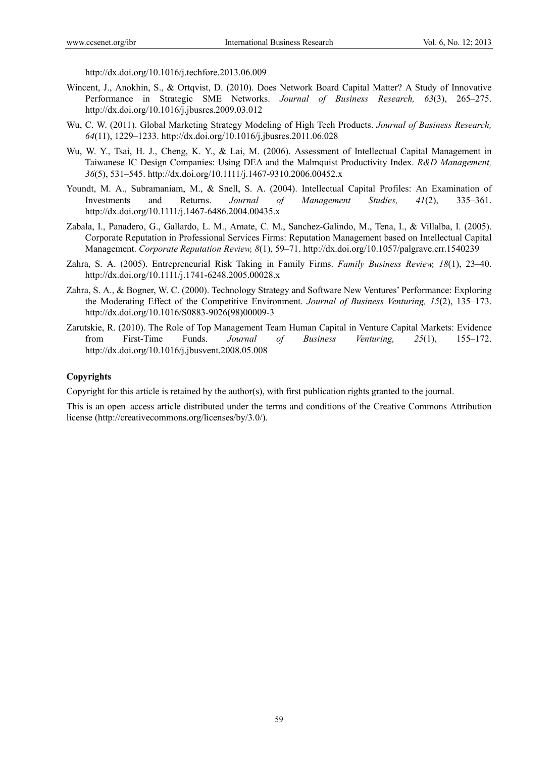http://dx.doi.org/10.1016/j.techfore.2013.06.009

Wincent, J., Anokhin, S., & Ortqvist, D. (2010). Does Network Board Capital Matter? A Study of Innovative Performance in Strategic SME Networks. *Journal of Business Research, 63*(3), 265–275. http://dx.doi.org/10.1016/j.jbusres.2009.03.012

Wu, C. W. (2011). Global Marketing Strategy Modeling of High Tech Products. *Journal of Business Research, 64*(11), 1229–1233. http://dx.doi.org/10.1016/j.jbusres.2011.06.028

Wu, W. Y., Tsai, H. J., Cheng, K. Y., & Lai, M. (2006). Assessment of Intellectual Capital Management in Taiwanese IC Design Companies: Using DEA and the Malmquist Productivity Index. *R&D Management, 36*(5), 531–545. http://dx.doi.org/10.1111/j.1467-9310.2006.00452.x

Youndt, M. A., Subramaniam, M., & Snell, S. A. (2004). Intellectual Capital Profiles: An Examination of Investments and Returns. *Journal of Management Studies, 41*(2), 335–361. http://dx.doi.org/10.1111/j.1467-6486.2004.00435.x

Zabala, I., Panadero, G., Gallardo, L. M., Amate, C. M., Sanchez-Galindo, M., Tena, I., & Villalba, I. (2005). Corporate Reputation in Professional Services Firms: Reputation Management based on Intellectual Capital Management. *Corporate Reputation Review, 8*(1), 59–71. http://dx.doi.org/10.1057/palgrave.crr.1540239

Zahra, S. A. (2005). Entrepreneurial Risk Taking in Family Firms. *Family Business Review, 18*(1), 23–40. http://dx.doi.org/10.1111/j.1741-6248.2005.00028.x

Zahra, S. A., & Bogner, W. C. (2000). Technology Strategy and Software New Ventures' Performance: Exploring the Moderating Effect of the Competitive Environment. *Journal of Business Venturing, 15*(2), 135–173. http://dx.doi.org/10.1016/S0883-9026(98)00009-3

Zarutskie, R. (2010). The Role of Top Management Team Human Capital in Venture Capital Markets: Evidence from First-Time Funds. *Journal of Business Venturing, 25*(1), 155–172. http://dx.doi.org/10.1016/j.jbusvent.2008.05.008

**Copyrights**

Copyright for this article is retained by the author(s), with first publication rights granted to the journal.

This is an open–access article distributed under the terms and conditions of the Creative Commons Attribution license (http://creativecommons.org/licenses/by/3.0/).